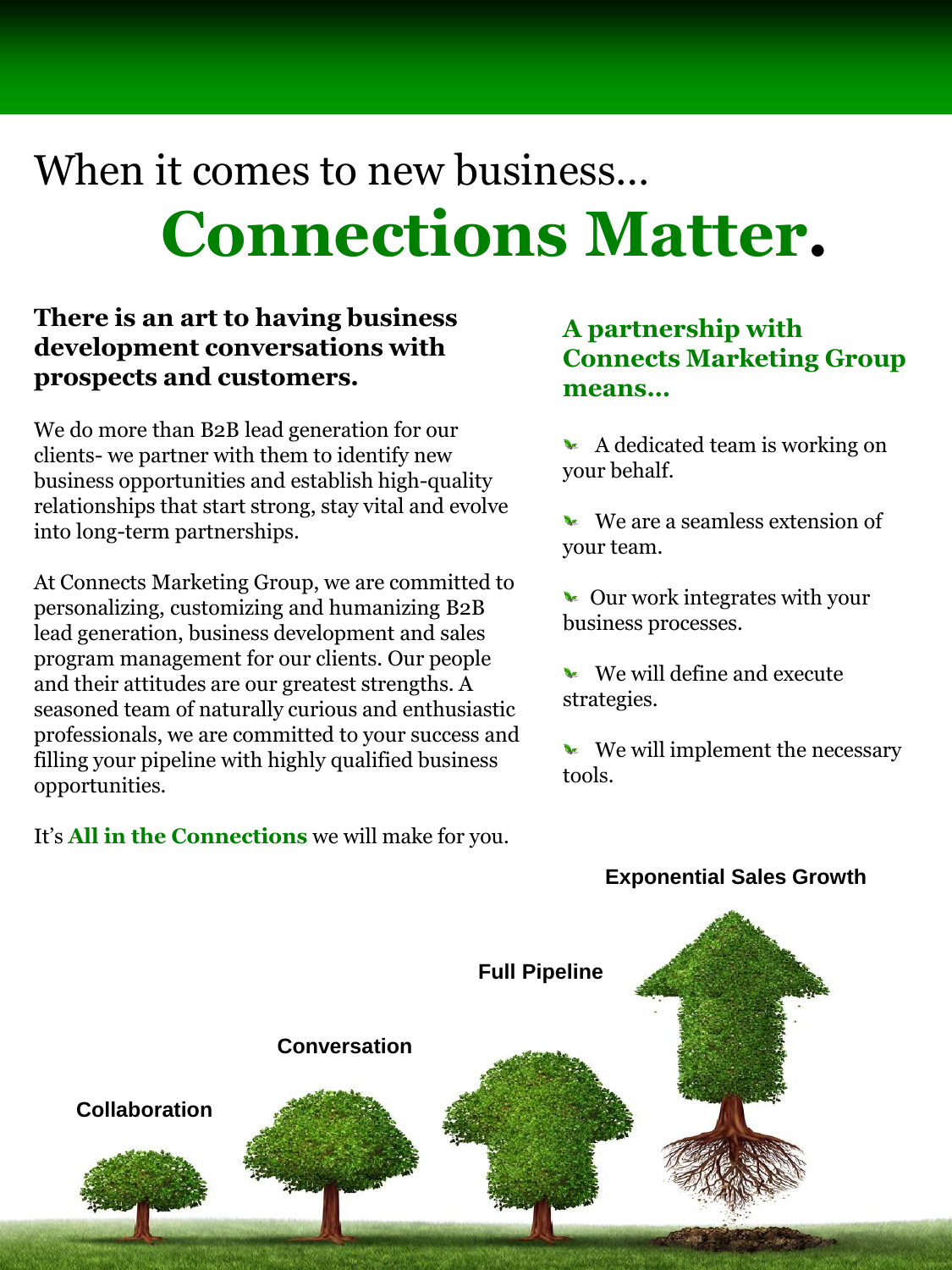# When it comes to new business…
# **Connections Matter.**

**There is an art to having business development conversations with prospects and customers.**

We do more than B2B lead generation for our clients- we partner with them to identify new business opportunities and establish high-quality relationships that start strong, stay vital and evolve into long-term partnerships.

At Connects Marketing Group, we are committed to personalizing, customizing and humanizing B2B lead generation, business development and sales program management for our clients. Our people and their attitudes are our greatest strengths. A seasoned team of naturally curious and enthusiastic professionals, we are committed to your success and filling your pipeline with highly qualified business opportunities.

It's **All in the Connections** we will make for you.

### A partnership with Connects Marketing Group means…

- A dedicated team is working on your behalf.
- We are a seamless extension of your team.
- Our work integrates with your business processes.
- We will define and execute strategies.
- We will implement the necessary tools.

Exponential Sales Growth

Full Pipeline

Conversation

Collaboration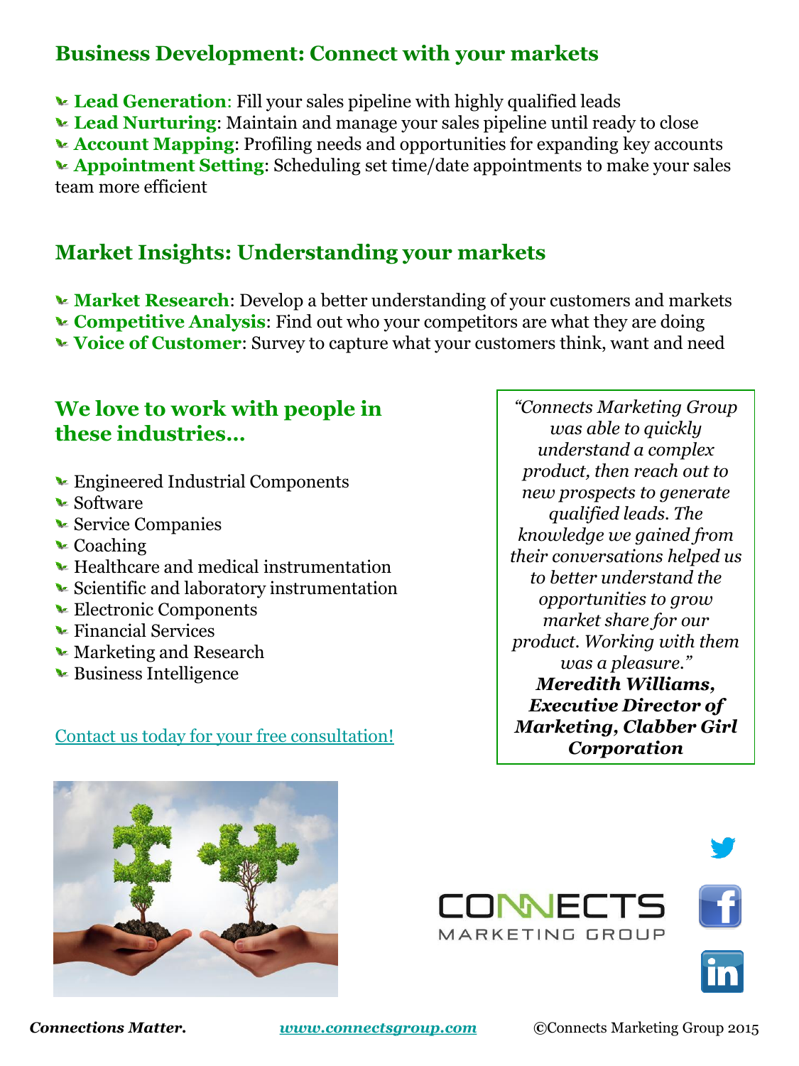## Business Development: Connect with your markets

- **Lead Generation**: Fill your sales pipeline with highly qualified leads
- **Lead Nurturing**: Maintain and manage your sales pipeline until ready to close
- **Account Mapping**: Profiling needs and opportunities for expanding key accounts
- **Appointment Setting**: Scheduling set time/date appointments to make your sales team more efficient

## Market Insights: Understanding your markets

- **Market Research**: Develop a better understanding of your customers and markets
- **Competitive Analysis**: Find out who your competitors are what they are doing
- **Voice of Customer**: Survey to capture what your customers think, want and need

## We love to work with people in these industries…

- Engineered Industrial Components
- Software
- Service Companies
- Coaching
- Healthcare and medical instrumentation
- Scientific and laboratory instrumentation
- Electronic Components
- Financial Services
- Marketing and Research
- Business Intelligence

Contact us today for your free consultation!

*"Connects Marketing Group was able to quickly understand a complex product, then reach out to new prospects to generate qualified leads. The knowledge we gained from their conversations helped us to better understand the opportunities to grow market share for our product. Working with them was a pleasure."*
***Meredith Williams, Executive Director of Marketing, Clabber Girl Corporation***

CONNECTS MARKETING GROUP

***Connections Matter.*** ***www.connectsgroup.com*** ©Connects Marketing Group 2015